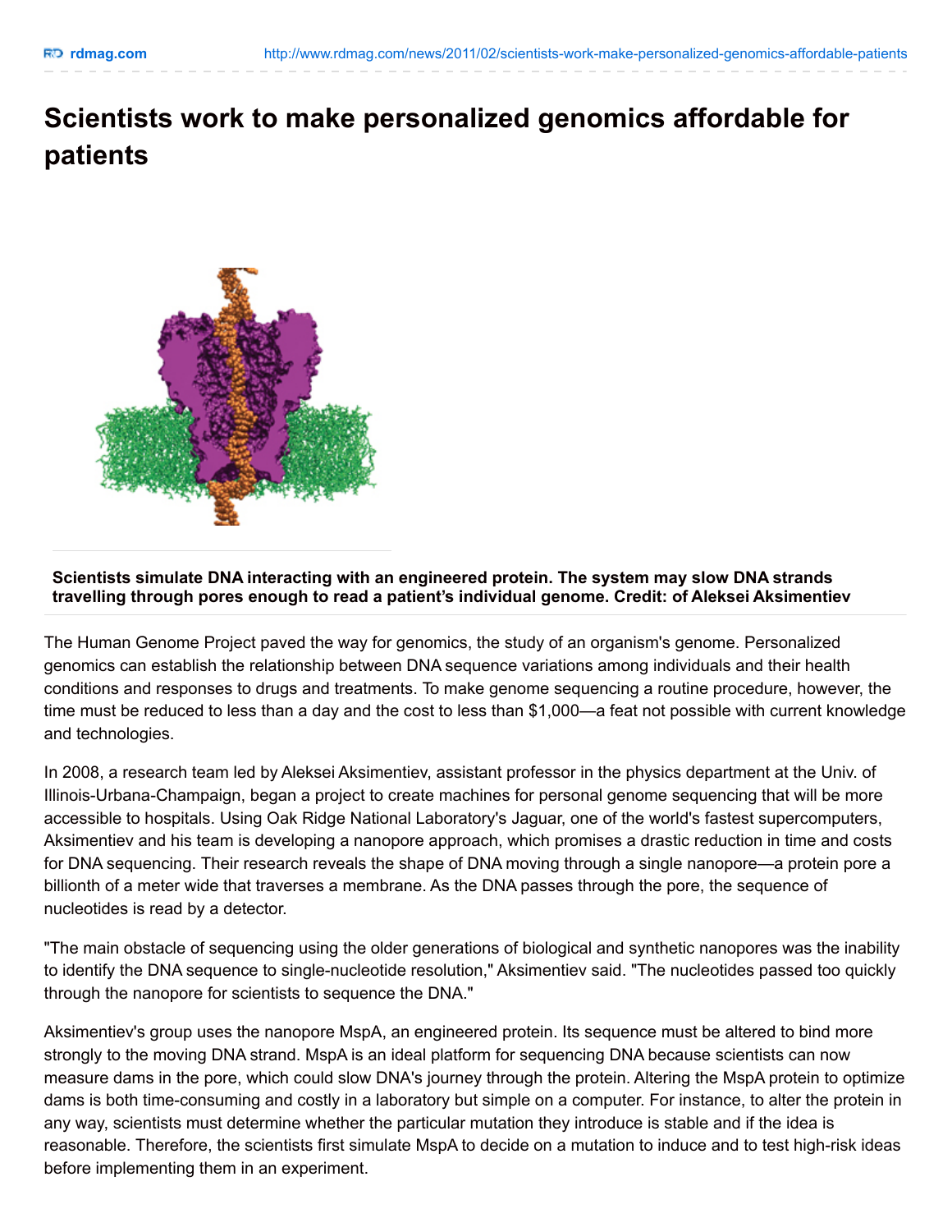# Scientists work to make personalized genomics affordable for patients

**Scientists simulate DNA interacting with an engineered protein. The system may slow DNA strands travelling through pores enough to read a patient's individual genome. Credit: of Aleksei Aksimentiev**

The Human Genome Project paved the way for genomics, the study of an organism's genome. Personalized genomics can establish the relationship between DNA sequence variations among individuals and their health conditions and responses to drugs and treatments. To make genome sequencing a routine procedure, however, the time must be reduced to less than a day and the cost to less than $1,000—a feat not possible with current knowledge and technologies.

In 2008, a research team led by Aleksei Aksimentiev, assistant professor in the physics department at the Univ. of Illinois-Urbana-Champaign, began a project to create machines for personal genome sequencing that will be more accessible to hospitals. Using Oak Ridge National Laboratory's Jaguar, one of the world's fastest supercomputers, Aksimentiev and his team is developing a nanopore approach, which promises a drastic reduction in time and costs for DNA sequencing. Their research reveals the shape of DNA moving through a single nanopore—a protein pore a billionth of a meter wide that traverses a membrane. As the DNA passes through the pore, the sequence of nucleotides is read by a detector.

"The main obstacle of sequencing using the older generations of biological and synthetic nanopores was the inability to identify the DNA sequence to single-nucleotide resolution," Aksimentiev said. "The nucleotides passed too quickly through the nanopore for scientists to sequence the DNA."

Aksimentiev's group uses the nanopore MspA, an engineered protein. Its sequence must be altered to bind more strongly to the moving DNA strand. MspA is an ideal platform for sequencing DNA because scientists can now measure dams in the pore, which could slow DNA's journey through the protein. Altering the MspA protein to optimize dams is both time-consuming and costly in a laboratory but simple on a computer. For instance, to alter the protein in any way, scientists must determine whether the particular mutation they introduce is stable and if the idea is reasonable. Therefore, the scientists first simulate MspA to decide on a mutation to induce and to test high-risk ideas before implementing them in an experiment.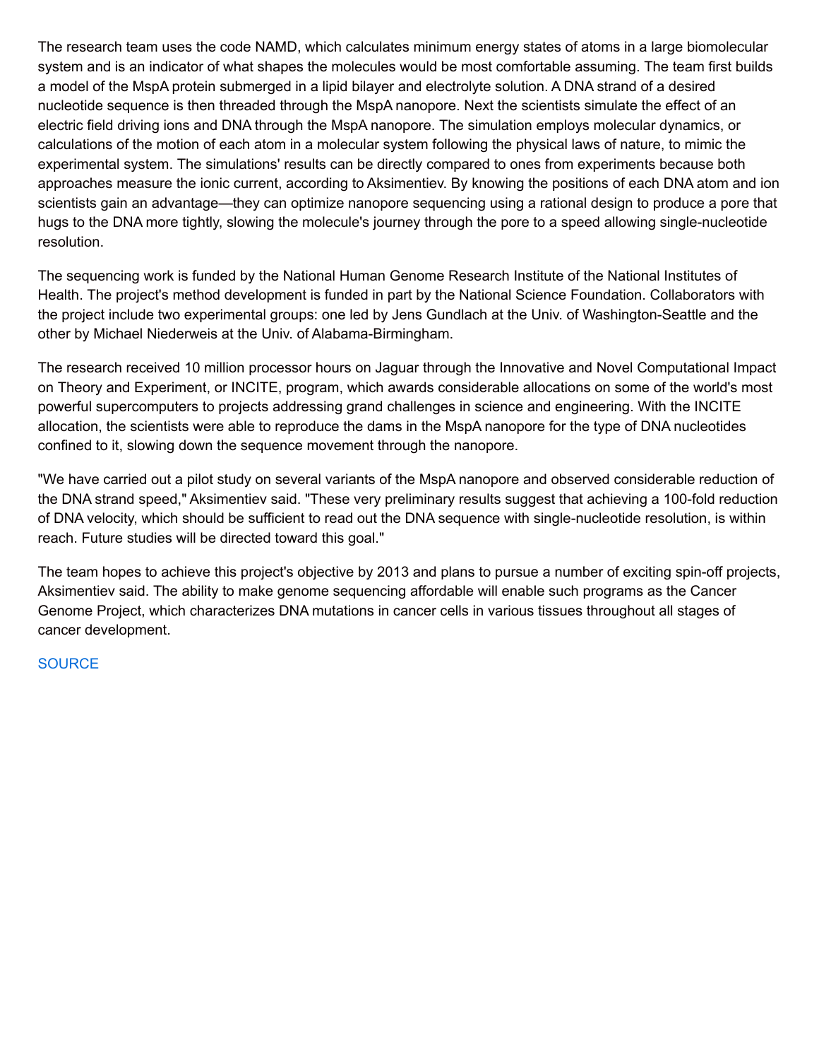The research team uses the code NAMD, which calculates minimum energy states of atoms in a large biomolecular system and is an indicator of what shapes the molecules would be most comfortable assuming. The team first builds a model of the MspA protein submerged in a lipid bilayer and electrolyte solution. A DNA strand of a desired nucleotide sequence is then threaded through the MspA nanopore. Next the scientists simulate the effect of an electric field driving ions and DNA through the MspA nanopore. The simulation employs molecular dynamics, or calculations of the motion of each atom in a molecular system following the physical laws of nature, to mimic the experimental system. The simulations' results can be directly compared to ones from experiments because both approaches measure the ionic current, according to Aksimentiev. By knowing the positions of each DNA atom and ion scientists gain an advantage—they can optimize nanopore sequencing using a rational design to produce a pore that hugs to the DNA more tightly, slowing the molecule's journey through the pore to a speed allowing single-nucleotide resolution.

The sequencing work is funded by the National Human Genome Research Institute of the National Institutes of Health. The project's method development is funded in part by the National Science Foundation. Collaborators with the project include two experimental groups: one led by Jens Gundlach at the Univ. of Washington-Seattle and the other by Michael Niederweis at the Univ. of Alabama-Birmingham.

The research received 10 million processor hours on Jaguar through the Innovative and Novel Computational Impact on Theory and Experiment, or INCITE, program, which awards considerable allocations on some of the world's most powerful supercomputers to projects addressing grand challenges in science and engineering. With the INCITE allocation, the scientists were able to reproduce the dams in the MspA nanopore for the type of DNA nucleotides confined to it, slowing down the sequence movement through the nanopore.

"We have carried out a pilot study on several variants of the MspA nanopore and observed considerable reduction of the DNA strand speed," Aksimentiev said. "These very preliminary results suggest that achieving a 100-fold reduction of DNA velocity, which should be sufficient to read out the DNA sequence with single-nucleotide resolution, is within reach. Future studies will be directed toward this goal."

The team hopes to achieve this project's objective by 2013 and plans to pursue a number of exciting spin-off projects, Aksimentiev said. The ability to make genome sequencing affordable will enable such programs as the Cancer Genome Project, which characterizes DNA mutations in cancer cells in various tissues throughout all stages of cancer development.

SOURCE